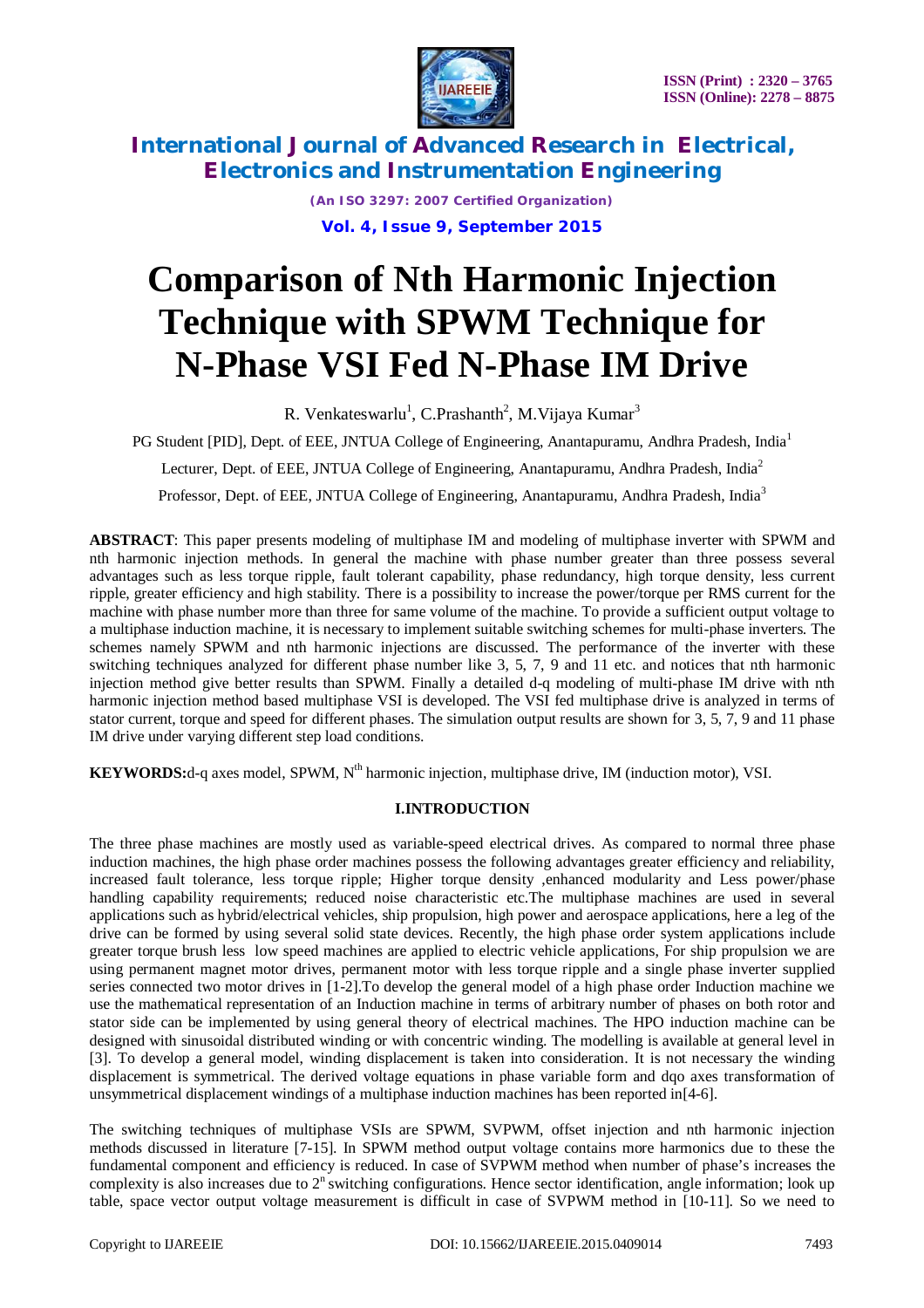# Comparison of Nth Harmonic Injection Technique with SPWM Technique for N-Phase VSI Fed N-Phase IM Drive

R. Venkateswarlu[1], C.Prashanth[2], M.Vijaya Kumar[3]

PG Student [PID], Dept. of EEE, JNTUA College of Engineering, Anantapuramu, Andhra Pradesh, India[1]

Lecturer, Dept. of EEE, JNTUA College of Engineering, Anantapuramu, Andhra Pradesh, India[2]

Professor, Dept. of EEE, JNTUA College of Engineering, Anantapuramu, Andhra Pradesh, India[3]

**ABSTRACT**: This paper presents modeling of multiphase IM and modeling of multiphase inverter with SPWM and nth harmonic injection methods. In general the machine with phase number greater than three possess several advantages such as less torque ripple, fault tolerant capability, phase redundancy, high torque density, less current ripple, greater efficiency and high stability. There is a possibility to increase the power/torque per RMS current for the machine with phase number more than three for same volume of the machine. To provide a sufficient output voltage to a multiphase induction machine, it is necessary to implement suitable switching schemes for multi-phase inverters. The schemes namely SPWM and nth harmonic injections are discussed. The performance of the inverter with these switching techniques analyzed for different phase number like 3, 5, 7, 9 and 11 etc. and notices that nth harmonic injection method give better results than SPWM. Finally a detailed d-q modeling of multi-phase IM drive with nth harmonic injection method based multiphase VSI is developed. The VSI fed multiphase drive is analyzed in terms of stator current, torque and speed for different phases. The simulation output results are shown for 3, 5, 7, 9 and 11 phase IM drive under varying different step load conditions.

**KEYWORDS:** d-q axes model, SPWM, N$^{th}$ harmonic injection, multiphase drive, IM (induction motor), VSI.

## I.INTRODUCTION

The three phase machines are mostly used as variable-speed electrical drives. As compared to normal three phase induction machines, the high phase order machines possess the following advantages greater efficiency and reliability, increased fault tolerance, less torque ripple; Higher torque density ,enhanced modularity and Less power/phase handling capability requirements; reduced noise characteristic etc.The multiphase machines are used in several applications such as hybrid/electrical vehicles, ship propulsion, high power and aerospace applications, here a leg of the drive can be formed by using several solid state devices. Recently, the high phase order system applications include greater torque brush less low speed machines are applied to electric vehicle applications, For ship propulsion we are using permanent magnet motor drives, permanent motor with less torque ripple and a single phase inverter supplied series connected two motor drives in [1-2].To develop the general model of a high phase order Induction machine we use the mathematical representation of an Induction machine in terms of arbitrary number of phases on both rotor and stator side can be implemented by using general theory of electrical machines. The HPO induction machine can be designed with sinusoidal distributed winding or with concentric winding. The modelling is available at general level in [3]. To develop a general model, winding displacement is taken into consideration. It is not necessary the winding displacement is symmetrical. The derived voltage equations in phase variable form and dqo axes transformation of unsymmetrical displacement windings of a multiphase induction machines has been reported in[4-6].

The switching techniques of multiphase VSIs are SPWM, SVPWM, offset injection and nth harmonic injection methods discussed in literature [7-15]. In SPWM method output voltage contains more harmonics due to these the fundamental component and efficiency is reduced. In case of SVPWM method when number of phase's increases the complexity is also increases due to $2^n$ switching configurations. Hence sector identification, angle information; look up table, space vector output voltage measurement is difficult in case of SVPWM method in [10-11]. So we need to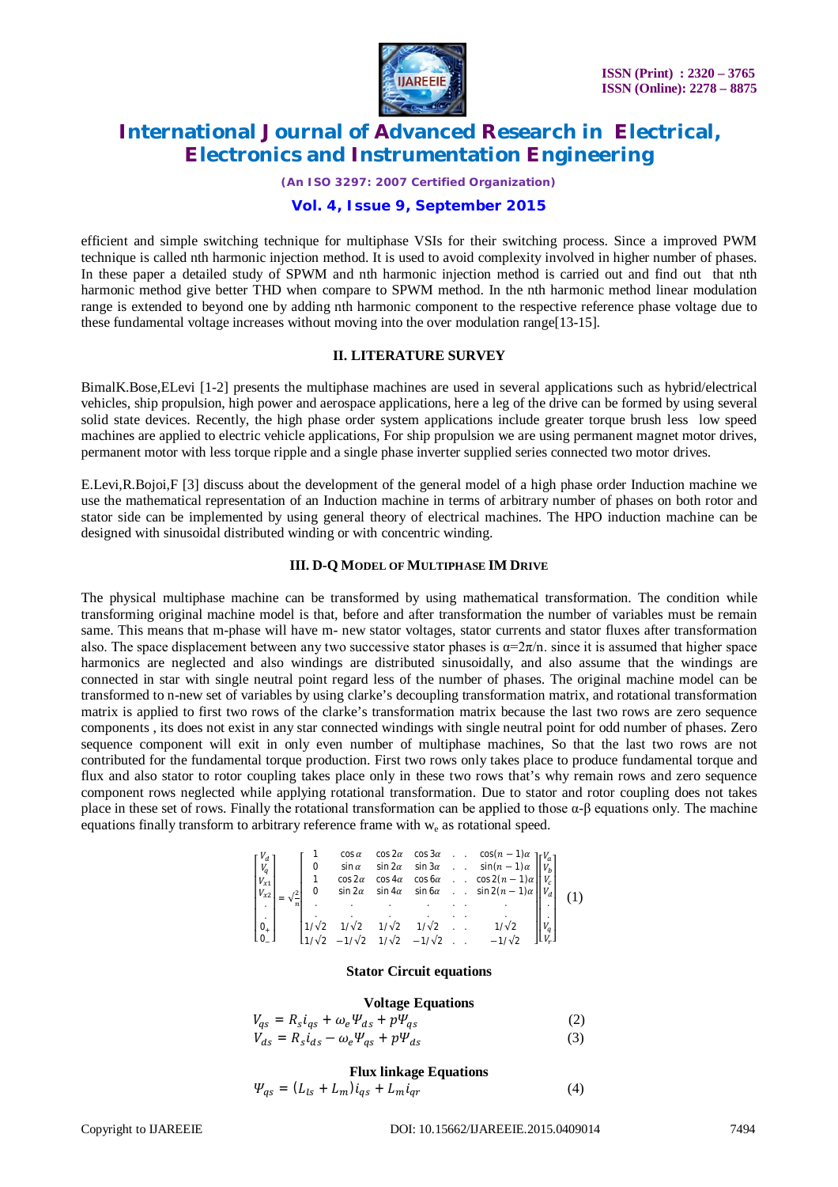efficient and simple switching technique for multiphase VSIs for their switching process. Since a improved PWM technique is called nth harmonic injection method. It is used to avoid complexity involved in higher number of phases. In these paper a detailed study of SPWM and nth harmonic injection method is carried out and find out that nth harmonic method give better THD when compare to SPWM method. In the nth harmonic method linear modulation range is extended to beyond one by adding nth harmonic component to the respective reference phase voltage due to these fundamental voltage increases without moving into the over modulation range[13-15].

## II. LITERATURE SURVEY

BimalK.Bose,ELevi [1-2] presents the multiphase machines are used in several applications such as hybrid/electrical vehicles, ship propulsion, high power and aerospace applications, here a leg of the drive can be formed by using several solid state devices. Recently, the high phase order system applications include greater torque brush less low speed machines are applied to electric vehicle applications, For ship propulsion we are using permanent magnet motor drives, permanent motor with less torque ripple and a single phase inverter supplied series connected two motor drives.

E.Levi,R.Bojoi,F [3] discuss about the development of the general model of a high phase order Induction machine we use the mathematical representation of an Induction machine in terms of arbitrary number of phases on both rotor and stator side can be implemented by using general theory of electrical machines. The HPO induction machine can be designed with sinusoidal distributed winding or with concentric winding.

## III. D-Q MODEL OF MULTIPHASE IM DRIVE

The physical multiphase machine can be transformed by using mathematical transformation. The condition while transforming original machine model is that, before and after transformation the number of variables must be remain same. This means that m-phase will have m- new stator voltages, stator currents and stator fluxes after transformation also. The space displacement between any two successive stator phases is $\alpha=2\pi/n$. since it is assumed that higher space harmonics are neglected and also windings are distributed sinusoidally, and also assume that the windings are connected in star with single neutral point regard less of the number of phases. The original machine model can be transformed to n-new set of variables by using clarke's decoupling transformation matrix, and rotational transformation matrix is applied to first two rows of the clarke's transformation matrix because the last two rows are zero sequence components , its does not exist in any star connected windings with single neutral point for odd number of phases. Zero sequence component will exit in only even number of multiphase machines, So that the last two rows are not contributed for the fundamental torque production. First two rows only takes place to produce fundamental torque and flux and also stator to rotor coupling takes place only in these two rows that's why remain rows and zero sequence component rows neglected while applying rotational transformation. Due to stator and rotor coupling does not takes place in these set of rows. Finally the rotational transformation can be applied to those α-β equations only. The machine equations finally transform to arbitrary reference frame with $w_e$ as rotational speed.

$$\begin{bmatrix} V_d \\ V_q \\ V_{x1} \\ V_{x2} \\ . \\ . \\ 0_+ \\ 0_- \end{bmatrix} = \sqrt{\frac{2}{n}} \begin{bmatrix} 1 & \cos\alpha & \cos 2\alpha & \cos 3\alpha & . & . & \cos(n-1)\alpha \\ 0 & \sin\alpha & \sin 2\alpha & \sin 3\alpha & . & . & \sin(n-1)\alpha \\ 1 & \cos 2\alpha & \cos 4\alpha & \cos 6\alpha & . & . & \cos 2(n-1)\alpha \\ 0 & \sin 2\alpha & \sin 4\alpha & \sin 6\alpha & . & . & \sin 2(n-1)\alpha \\ . & . & . & . & . & . & . \\ . & . & . & . & . & . & . \\ 1/\sqrt{2} & 1/\sqrt{2} & 1/\sqrt{2} & 1/\sqrt{2} & . & . & 1/\sqrt{2} \\ 1/\sqrt{2} & -1/\sqrt{2} & 1/\sqrt{2} & -1/\sqrt{2} & . & . & -1/\sqrt{2} \end{bmatrix} \begin{bmatrix} V_a \\ V_b \\ V_c \\ V_d \\ . \\ . \\ V_q \\ V_r \end{bmatrix} \quad (1)$$

**Stator Circuit equations**

**Voltage Equations**

$$V_{qs} = R_s i_{qs} + \omega_e \Psi_{ds} + p\Psi_{qs} \quad (2)$$

$$V_{ds} = R_s i_{ds} - \omega_e \Psi_{qs} + p\Psi_{ds} \quad (3)$$

**Flux linkage Equations**

$$\Psi_{qs} = (L_{ls} + L_m) i_{qs} + L_m i_{qr} \quad (4)$$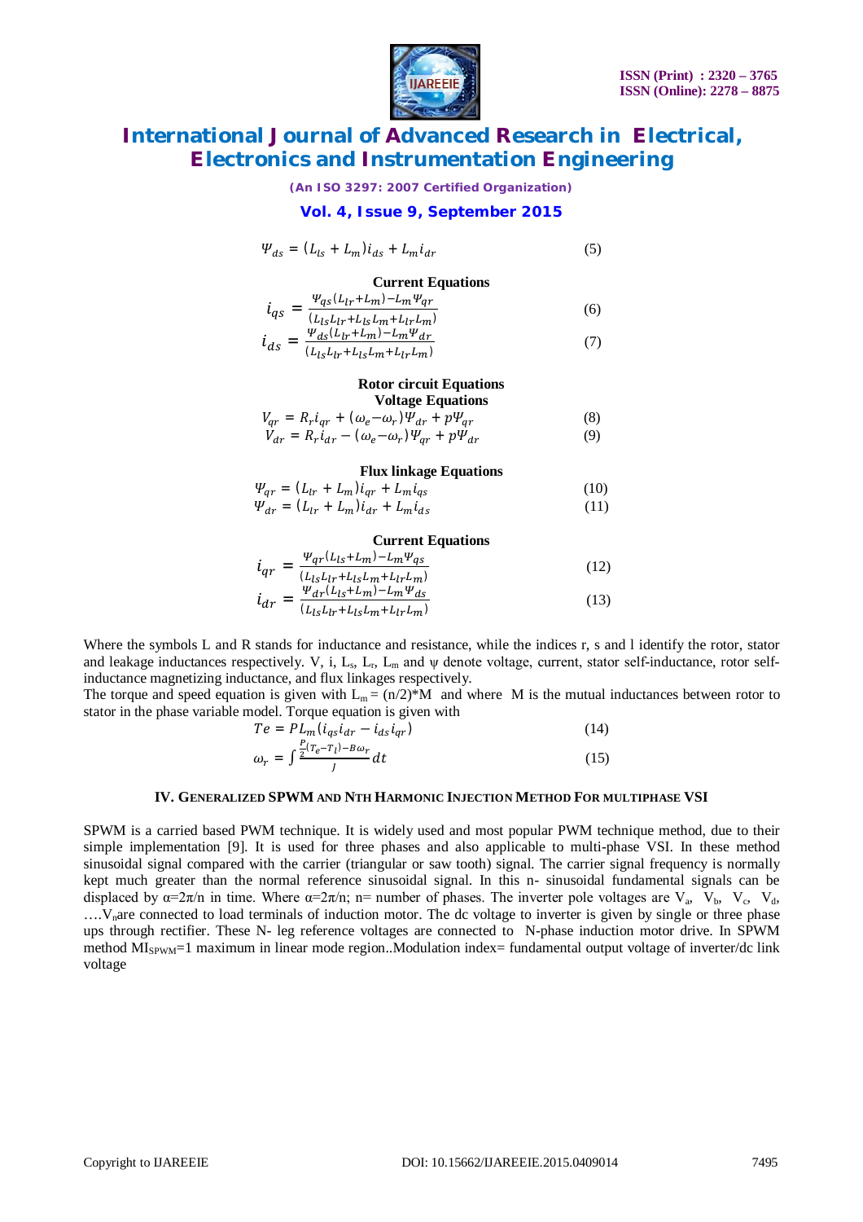$$\Psi_{ds} = (L_{ls} + L_m)i_{ds} + L_m i_{dr} \quad (5)$$

**Current Equations**

$$i_{qs} = \frac{\Psi_{qs}(L_{lr}+L_m) - L_m\Psi_{qr}}{(L_{ls}L_{lr}+L_{ls}L_m+L_{lr}L_m)} \quad (6)$$

$$i_{ds} = \frac{\Psi_{ds}(L_{lr}+L_m) - L_m\Psi_{dr}}{(L_{ls}L_{lr}+L_{ls}L_m+L_{lr}L_m)} \quad (7)$$

**Rotor circuit Equations**

**Voltage Equations**

$$V_{qr} = R_r i_{qr} + (\omega_e - \omega_r)\Psi_{dr} + p\Psi_{qr} \quad (8)$$

$$V_{dr} = R_r i_{dr} - (\omega_e - \omega_r)\Psi_{qr} + p\Psi_{dr} \quad (9)$$

**Flux linkage Equations**

$$\Psi_{qr} = (L_{lr} + L_m)i_{qr} + L_m i_{qs} \quad (10)$$

$$\Psi_{dr} = (L_{lr} + L_m)i_{dr} + L_m i_{ds} \quad (11)$$

**Current Equations**

$$i_{qr} = \frac{\Psi_{qr}(L_{ls}+L_m) - L_m\Psi_{qs}}{(L_{ls}L_{lr}+L_{ls}L_m+L_{lr}L_m)} \quad (12)$$

$$i_{dr} = \frac{\Psi_{dr}(L_{ls}+L_m) - L_m\Psi_{ds}}{(L_{ls}L_{lr}+L_{ls}L_m+L_{lr}L_m)} \quad (13)$$

Where the symbols L and R stands for inductance and resistance, while the indices r, s and l identify the rotor, stator and leakage inductances respectively. V, i, $L_s$, $L_r$, $L_m$ and ψ denote voltage, current, stator self-inductance, rotor self-inductance magnetizing inductance, and flux linkages respectively.

The torque and speed equation is given with $L_m = (n/2)*M$ and where M is the mutual inductances between rotor to stator in the phase variable model. Torque equation is given with

$$Te = PL_m(i_{qs}i_{dr} - i_{ds}i_{qr}) \quad (14)$$

$$\omega_r = \int \frac{\frac{P}{2}(T_e - T_l) - B\omega_r}{J} dt \quad (15)$$

## IV. GENERALIZED SPWM AND NTH HARMONIC INJECTION METHOD FOR MULTIPHASE VSI

SPWM is a carried based PWM technique. It is widely used and most popular PWM technique method, due to their simple implementation [9]. It is used for three phases and also applicable to multi-phase VSI. In these method sinusoidal signal compared with the carrier (triangular or saw tooth) signal. The carrier signal frequency is normally kept much greater than the normal reference sinusoidal signal. In this n- sinusoidal fundamental signals can be displaced by $\alpha=2\pi/n$ in time. Where $\alpha=2\pi/n$; n= number of phases. The inverter pole voltages are $V_a$, $V_b$, $V_c$, $V_d$, ….$V_n$are connected to load terminals of induction motor. The dc voltage to inverter is given by single or three phase ups through rectifier. These N- leg reference voltages are connected to N-phase induction motor drive. In SPWM method $MI_{SPWM}$=1 maximum in linear mode region..Modulation index= fundamental output voltage of inverter/dc link voltage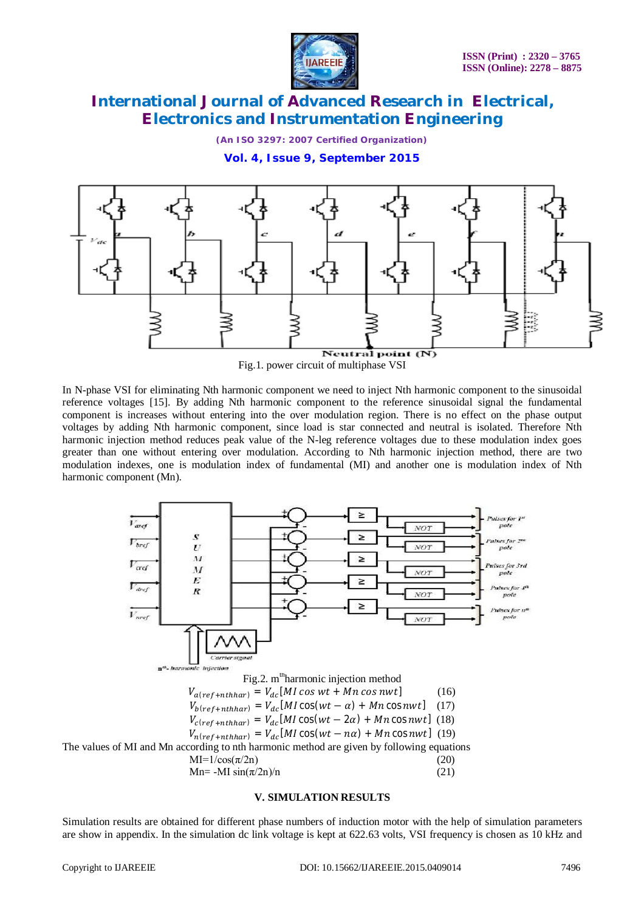Fig.1. power circuit of multiphase VSI

In N-phase VSI for eliminating Nth harmonic component we need to inject Nth harmonic component to the sinusoidal reference voltages [15]. By adding Nth harmonic component to the reference sinusoidal signal the fundamental component is increases without entering into the over modulation region. There is no effect on the phase output voltages by adding Nth harmonic component, since load is star connected and neutral is isolated. Therefore Nth harmonic injection method reduces peak value of the N-leg reference voltages due to these modulation index goes greater than one without entering over modulation. According to Nth harmonic injection method, there are two modulation indexes, one is modulation index of fundamental (MI) and another one is modulation index of Nth harmonic component (Mn).

Fig.2. m[th] harmonic injection method

$$V_{a(ref+nthhar)} = V_{dc}[MI\cos wt + Mn\cos nwt] \quad (16)$$

$$V_{b(ref+nthhar)} = V_{dc}[MI\cos(wt-\alpha) + Mn\cos nwt] \quad (17)$$

$$V_{c(ref+nthhar)} = V_{dc}[MI\cos(wt-2\alpha) + Mn\cos nwt] \quad (18)$$

$$V_{n(ref+nthhar)} = V_{dc}[MI\cos(wt-n\alpha) + Mn\cos nwt] \quad (19)$$

The values of MI and Mn according to nth harmonic method are given by following equations

$$MI = 1/\cos(\pi/2n) \quad (20)$$

$$Mn = -MI\sin(\pi/2n)/n \quad (21)$$

## V. SIMULATION RESULTS

Simulation results are obtained for different phase numbers of induction motor with the help of simulation parameters are show in appendix. In the simulation dc link voltage is kept at 622.63 volts, VSI frequency is chosen as 10 kHz and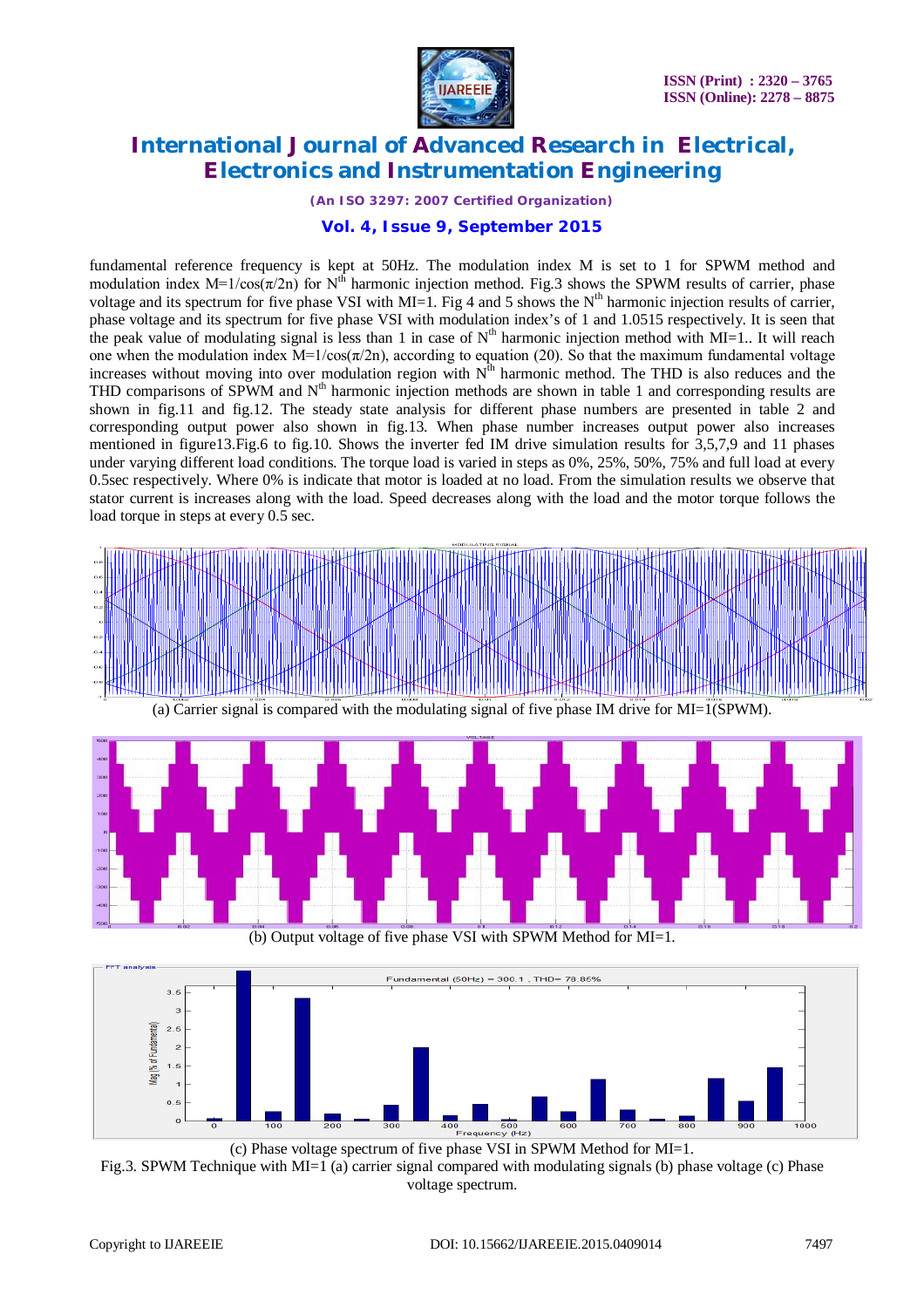fundamental reference frequency is kept at 50Hz. The modulation index M is set to 1 for SPWM method and modulation index $M=1/\cos(\pi/2n)$ for $N^{th}$ harmonic injection method. Fig.3 shows the SPWM results of carrier, phase voltage and its spectrum for five phase VSI with MI=1. Fig 4 and 5 shows the $N^{th}$ harmonic injection results of carrier, phase voltage and its spectrum for five phase VSI with modulation index's of 1 and 1.0515 respectively. It is seen that the peak value of modulating signal is less than 1 in case of $N^{th}$ harmonic injection method with MI=1.. It will reach one when the modulation index $M=1/\cos(\pi/2n)$, according to equation (20). So that the maximum fundamental voltage increases without moving into over modulation region with $N^{th}$ harmonic method. The THD is also reduces and the THD comparisons of SPWM and $N^{th}$ harmonic injection methods are shown in table 1 and corresponding results are shown in fig.11 and fig.12. The steady state analysis for different phase numbers are presented in table 2 and corresponding output power also shown in fig.13. When phase number increases output power also increases mentioned in figure13.Fig.6 to fig.10. Shows the inverter fed IM drive simulation results for 3,5,7,9 and 11 phases under varying different load conditions. The torque load is varied in steps as 0%, 25%, 50%, 75% and full load at every 0.5sec respectively. Where 0% is indicate that motor is loaded at no load. From the simulation results we observe that stator current is increases along with the load. Speed decreases along with the load and the motor torque follows the load torque in steps at every 0.5 sec.

(a) Carrier signal is compared with the modulating signal of five phase IM drive for MI=1(SPWM).

(b) Output voltage of five phase VSI with SPWM Method for MI=1.

(c) Phase voltage spectrum of five phase VSI in SPWM Method for MI=1.

Fig.3. SPWM Technique with MI=1 (a) carrier signal compared with modulating signals (b) phase voltage (c) Phase voltage spectrum.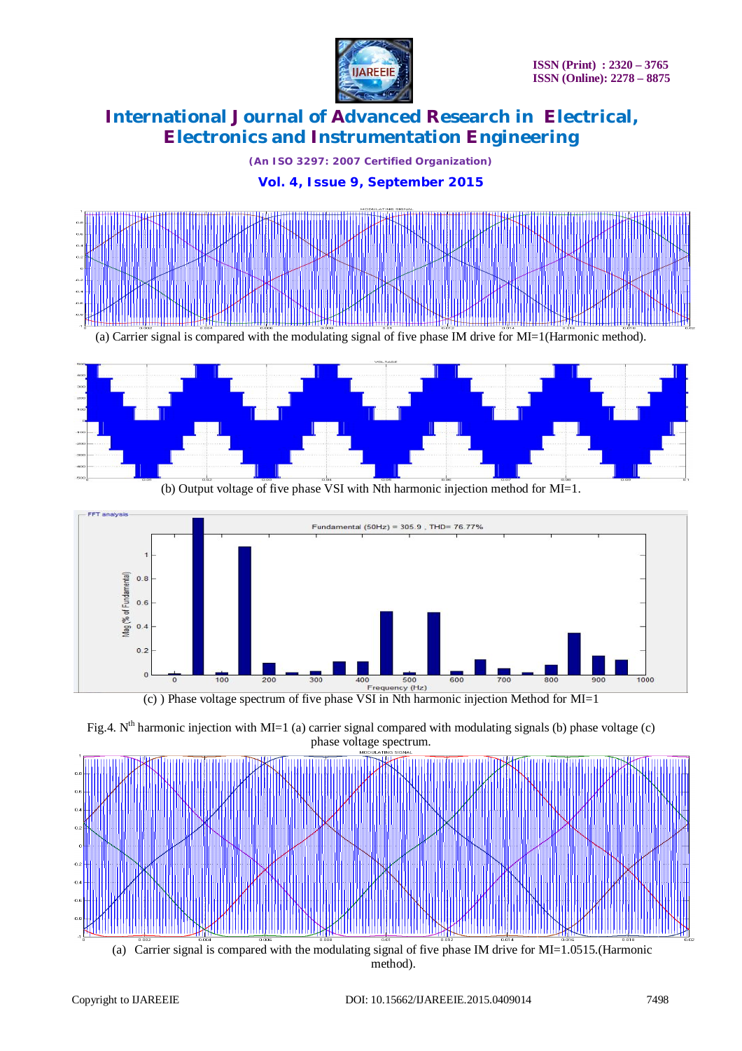(a) Carrier signal is compared with the modulating signal of five phase IM drive for MI=1(Harmonic method).

(b) Output voltage of five phase VSI with Nth harmonic injection method for MI=1.

(c) ) Phase voltage spectrum of five phase VSI in Nth harmonic injection Method for MI=1

Fig.4. $N^{th}$ harmonic injection with MI=1 (a) carrier signal compared with modulating signals (b) phase voltage (c) phase voltage spectrum.

(a) Carrier signal is compared with the modulating signal of five phase IM drive for MI=1.0515.(Harmonic method).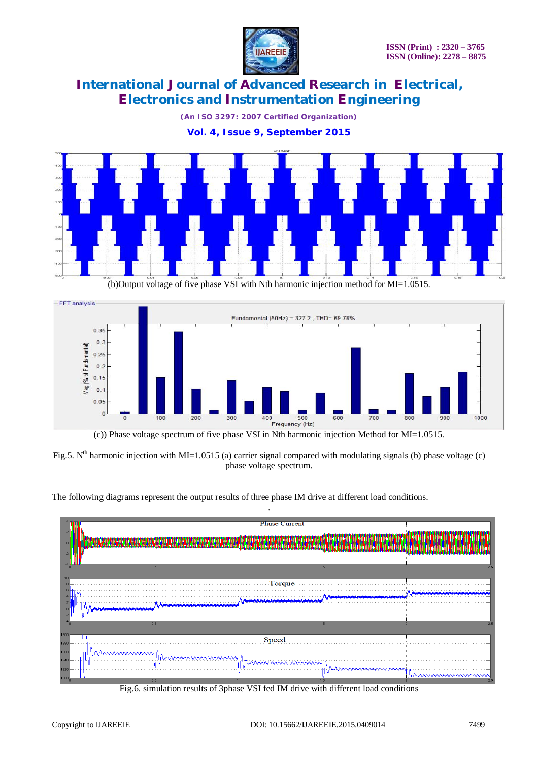(b)Output voltage of five phase VSI with Nth harmonic injection method for MI=1.0515.

(c)) Phase voltage spectrum of five phase VSI in Nth harmonic injection Method for MI=1.0515.

Fig.5. N[th] harmonic injection with MI=1.0515 (a) carrier signal compared with modulating signals (b) phase voltage (c) phase voltage spectrum.

The following diagrams represent the output results of three phase IM drive at different load conditions.

Fig.6. simulation results of 3phase VSI fed IM drive with different load conditions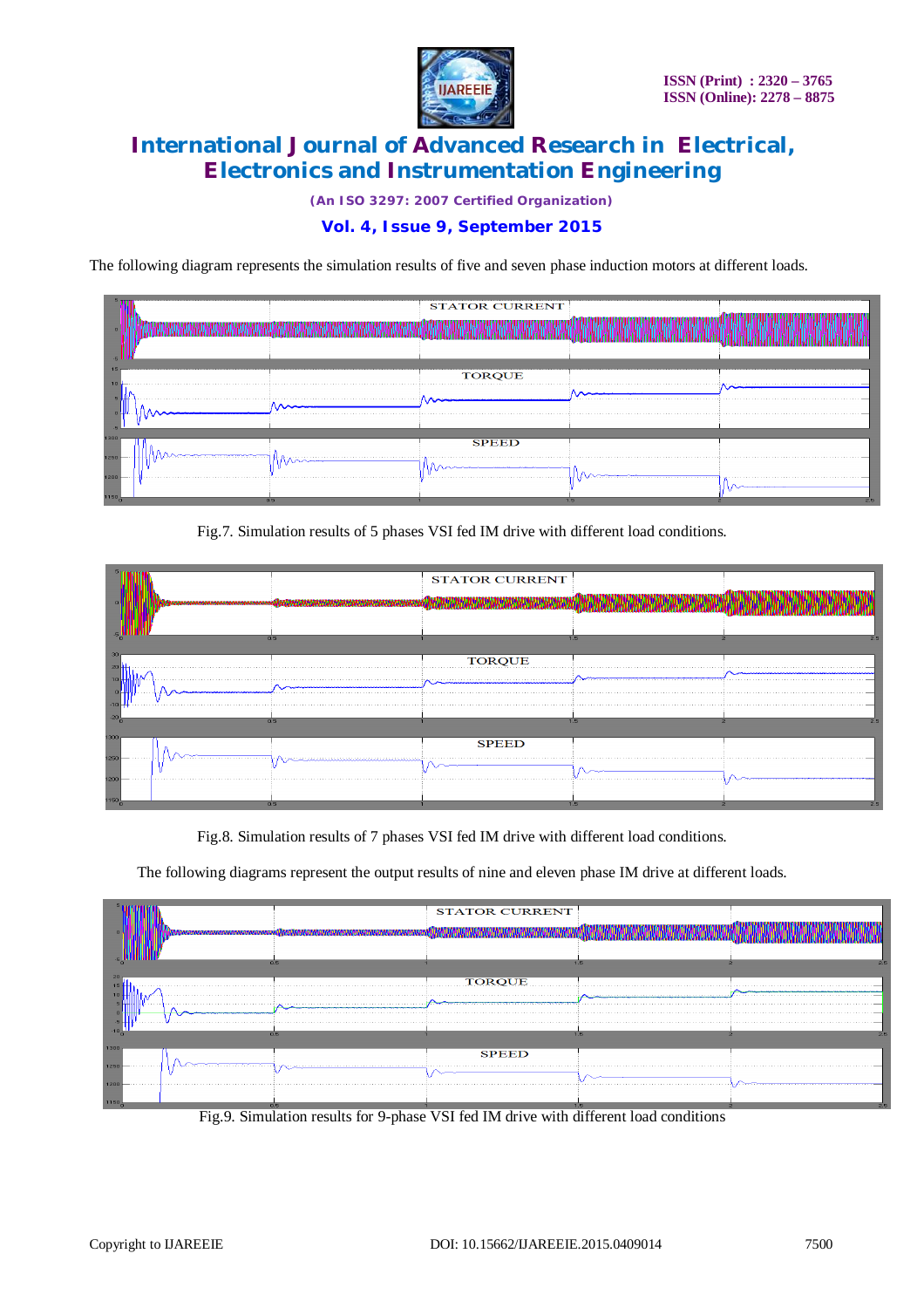The following diagram represents the simulation results of five and seven phase induction motors at different loads.

Fig.7. Simulation results of 5 phases VSI fed IM drive with different load conditions.

Fig.8. Simulation results of 7 phases VSI fed IM drive with different load conditions.

The following diagrams represent the output results of nine and eleven phase IM drive at different loads.

Fig.9. Simulation results for 9-phase VSI fed IM drive with different load conditions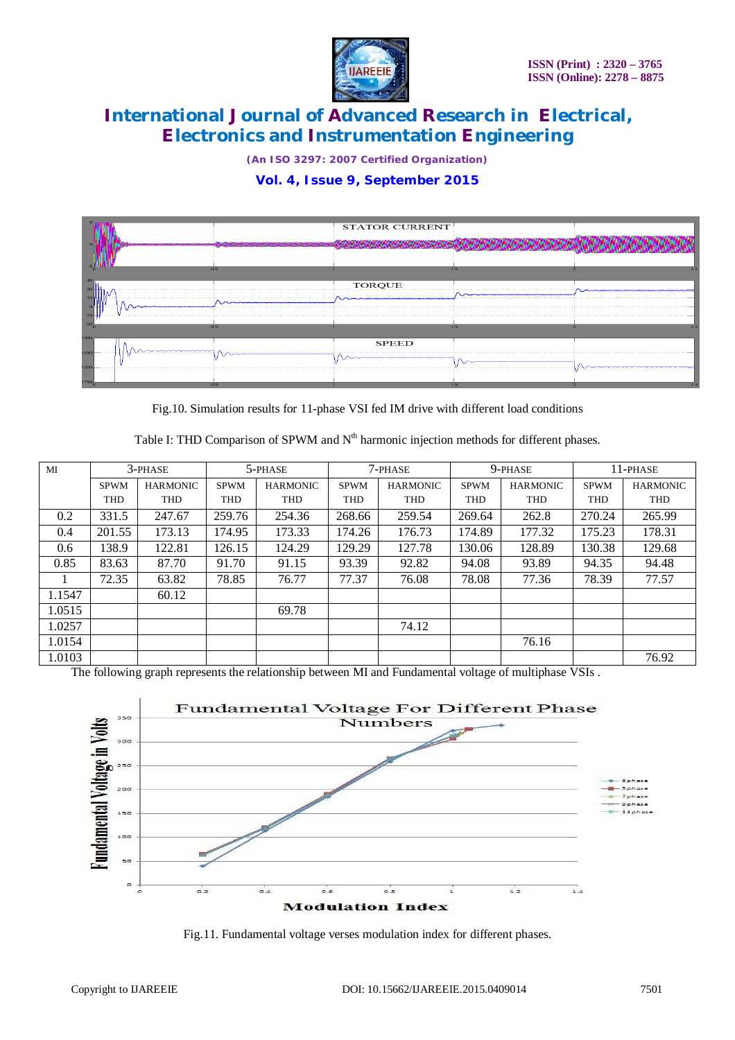Fig.10. Simulation results for 11-phase VSI fed IM drive with different load conditions

Table I: THD Comparison of SPWM and N[th] harmonic injection methods for different phases.

| MI | 3-PHASE | | 5-PHASE | | 7-PHASE | | 9-PHASE | | 11-PHASE | |
|---|---|---|---|---|---|---|---|---|---|---|
| | SPWM THD | HARMONIC THD | SPWM THD | HARMONIC THD | SPWM THD | HARMONIC THD | SPWM THD | HARMONIC THD | SPWM THD | HARMONIC THD |
| 0.2 | 331.5 | 247.67 | 259.76 | 254.36 | 268.66 | 259.54 | 269.64 | 262.8 | 270.24 | 265.99 |
| 0.4 | 201.55 | 173.13 | 174.95 | 173.33 | 174.26 | 176.73 | 174.89 | 177.32 | 175.23 | 178.31 |
| 0.6 | 138.9 | 122.81 | 126.15 | 124.29 | 129.29 | 127.78 | 130.06 | 128.89 | 130.38 | 129.68 |
| 0.85 | 83.63 | 87.70 | 91.70 | 91.15 | 93.39 | 92.82 | 94.08 | 93.89 | 94.35 | 94.48 |
| 1 | 72.35 | 63.82 | 78.85 | 76.77 | 77.37 | 76.08 | 78.08 | 77.36 | 78.39 | 77.57 |
| 1.1547 | | 60.12 | | | | | | | | |
| 1.0515 | | | | 69.78 | | | | | | |
| 1.0257 | | | | | | 74.12 | | | | |
| 1.0154 | | | | | | | | 76.16 | | |
| 1.0103 | | | | | | | | | | 76.92 |

The following graph represents the relationship between MI and Fundamental voltage of multiphase VSIs .

Fig.11. Fundamental voltage verses modulation index for different phases.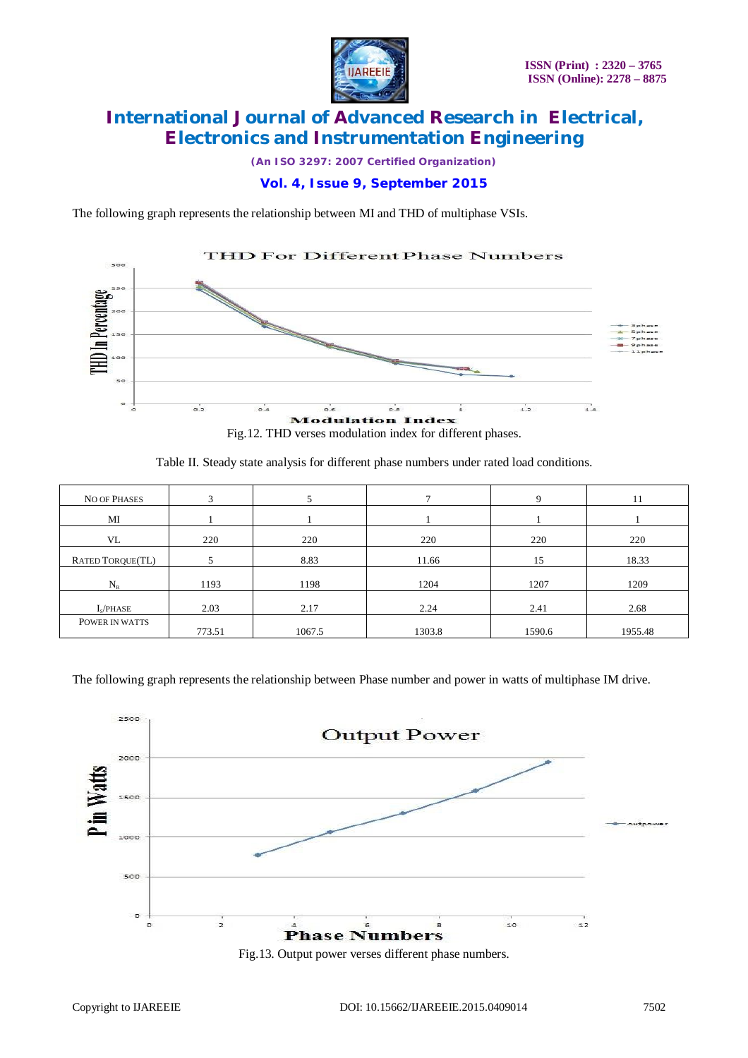The following graph represents the relationship between MI and THD of multiphase VSIs.

Fig.12. THD verses modulation index for different phases.

Table II. Steady state analysis for different phase numbers under rated load conditions.

| NO OF PHASES | 3 | 5 | 7 | 9 | 11 |
|---|---|---|---|---|---|
| MI | 1 | 1 | 1 | 1 | 1 |
| VL | 220 | 220 | 220 | 220 | 220 |
| RATED TORQUE(TL) | 5 | 8.83 | 11.66 | 15 | 18.33 |
| $N_R$ | 1193 | 1198 | 1204 | 1207 | 1209 |
| $I_s$/PHASE | 2.03 | 2.17 | 2.24 | 2.41 | 2.68 |
| POWER IN WATTS | 773.51 | 1067.5 | 1303.8 | 1590.6 | 1955.48 |

The following graph represents the relationship between Phase number and power in watts of multiphase IM drive.

Fig.13. Output power verses different phase numbers.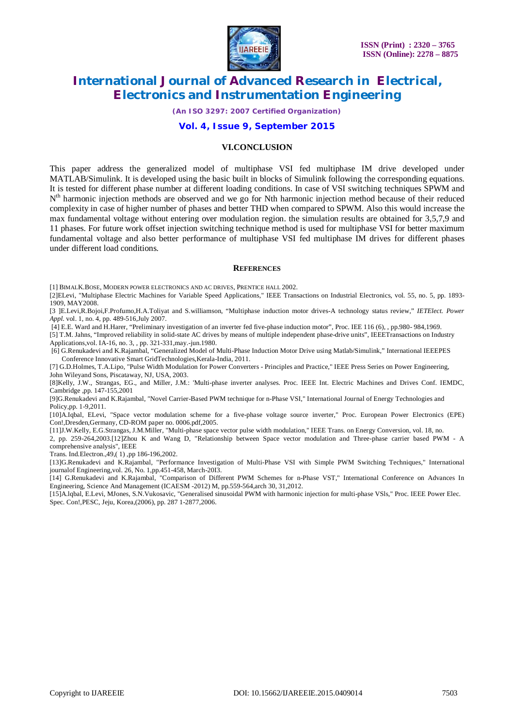## VI.CONCLUSION

This paper address the generalized model of multiphase VSI fed multiphase IM drive developed under MATLAB/Simulink. It is developed using the basic built in blocks of Simulink following the corresponding equations. It is tested for different phase number at different loading conditions. In case of VSI switching techniques SPWM and $N^{th}$ harmonic injection methods are observed and we go for Nth harmonic injection method because of their reduced complexity in case of higher number of phases and better THD when compared to SPWM. Also this would increase the max fundamental voltage without entering over modulation region. the simulation results are obtained for 3,5,7,9 and 11 phases. For future work offset injection switching technique method is used for multiphase VSI for better maximum fundamental voltage and also better performance of multiphase VSI fed multiphase IM drives for different phases under different load conditions.

## REFERENCES

[1] BIMALK.BOSE, MODERN POWER ELECTRONICS AND AC DRIVES, PRENTICE HALL 2002.

[2]ELevi, "Multiphase Electric Machines for Variable Speed Applications," IEEE Transactions on Industrial Electronics, vol. 55, no. 5, pp. 1893-1909, MAY2008.

[3 ]E.Levi,R.Bojoi,F.Profumo,H.A.Toliyat and S.williamson, "Multiphase induction motor drives-A technology status review," *IETElect. Power Appl.* vol. 1, no. 4, pp. 489-516,July 2007.

[4] E.E. Ward and H.Harer, "Preliminary investigation of an inverter fed five-phase induction motor", Proc. IEE 116 (6), , pp.980- 984,1969.

[5] T.M. Jahns, "Improved reliability in solid-state AC drives by means of multiple independent phase-drive units", IEEETransactions on Industry Applications,vol. IA-16, no. 3, , pp. 321-331,may.-jun.1980.

[6] G.Renukadevi and K.Rajambal, "Generalized Model of Multi-Phase Induction Motor Drive using Matlab/Simulink," International IEEEPES Conference Innovative Smart GridTechnologies,Kerala-India, 2011.

[7] G.D.Holmes, T.A.Lipo, "Pulse Width Modulation for Power Converters - Principles and Practice," IEEE Press Series on Power Engineering, John Wileyand Sons, Piscataway, NJ, USA, 2003.

[8]Kelly, J.W., Strangas, EG., and Miller, J.M.: 'Multi-phase inverter analyses. Proc. IEEE Int. Electric Machines and Drives Conf. IEMDC, Cambridge ,pp. 147-155,2001

[9]G.Renukadevi and K.Rajambal, "Novel Carrier-Based PWM technique for n-Phase VSI," International Journal of Energy Technologies and Policy,pp. 1-9,2011.

[10]A.Iqbal, ELevi, "Space vector modulation scheme for a five-phase voltage source inverter," Proc. European Power Electronics (EPE) Con!,Dresden,Germany, CD-ROM paper no. 0006.pdf,2005.

[11]J.W.Kelly, E.G.Strangas, J.M.Miller, "Multi-phase space vector pulse width modulation," IEEE Trans. on Energy Conversion, vol. 18, no. 2, pp. 259-264,2003.[12]Zhou K and Wang D, "Relationship between Space vector modulation and Three-phase carrier based PWM - A comprehensive analysis", IEEE Trans. Ind.Electron.,49,( 1) ,pp 186-196,2002.

[13]G.Renukadevi and K.Rajambal, "Performance Investigation of Multi-Phase VSI with Simple PWM Switching Techniques," International journalof Engineering,vol. 26, No. 1,pp.451-458, March-20I3.

[14] G.Renukadevi and K.Rajambal, "Comparison of Different PWM Schemes for n-Phase VST," International Conference on Advances In Engineering, Science And Management (ICAESM -2012) M, pp.559-564,arch 30, 31,2012.

[15]A.lqbal, E.Levi, MJones, S.N.Vukosavic, "Generalised sinusoidal PWM with harmonic injection for multi-phase VSls," Proc. IEEE Power Elec. Spec. Con!,PESC, Jeju, Korea,(2006), pp. 287 1-2877,2006.